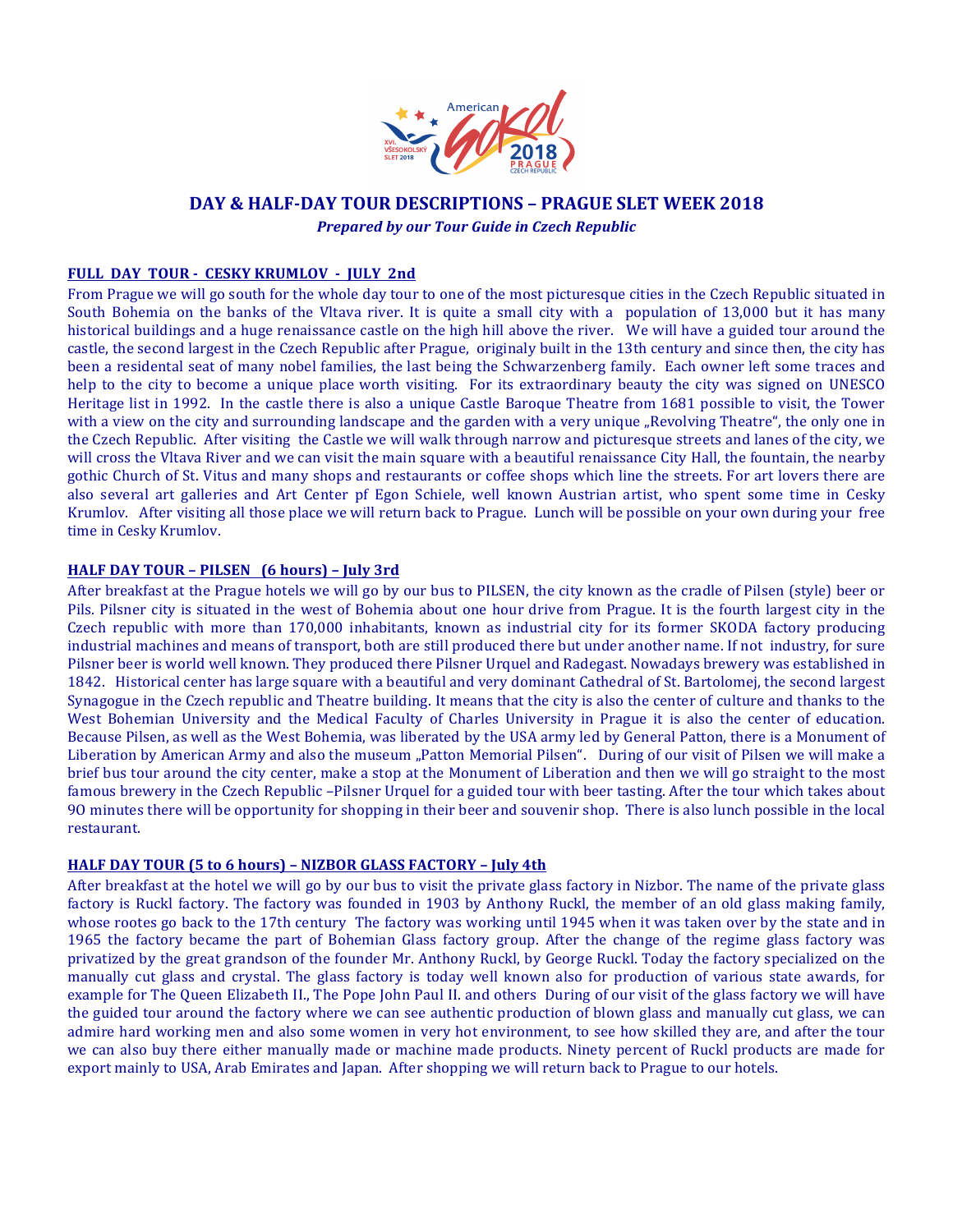# DAY & HALF-DAY TOUR DESCRIPTIONS – PRAGUE SLET WEEK 2018

***Prepared by our Tour Guide in Czech Republic***

## FULL DAY TOUR - CESKY KRUMLOV - JULY 2nd

From Prague we will go south for the whole day tour to one of the most picturesque cities in the Czech Republic situated in South Bohemia on the banks of the Vltava river. It is quite a small city with a population of 13,000 but it has many historical buildings and a huge renaissance castle on the high hill above the river. We will have a guided tour around the castle, the second largest in the Czech Republic after Prague, originaly built in the 13th century and since then, the city has been a residental seat of many nobel families, the last being the Schwarzenberg family. Each owner left some traces and help to the city to become a unique place worth visiting. For its extraordinary beauty the city was signed on UNESCO Heritage list in 1992. In the castle there is also a unique Castle Baroque Theatre from 1681 possible to visit, the Tower with a view on the city and surrounding landscape and the garden with a very unique „Revolving Theatre", the only one in the Czech Republic. After visiting the Castle we will walk through narrow and picturesque streets and lanes of the city, we will cross the Vltava River and we can visit the main square with a beautiful renaissance City Hall, the fountain, the nearby gothic Church of St. Vitus and many shops and restaurants or coffee shops which line the streets. For art lovers there are also several art galleries and Art Center pf Egon Schiele, well known Austrian artist, who spent some time in Cesky Krumlov. After visiting all those place we will return back to Prague. Lunch will be possible on your own during your free time in Cesky Krumlov.

## HALF DAY TOUR – PILSEN (6 hours) – July 3rd

After breakfast at the Prague hotels we will go by our bus to PILSEN, the city known as the cradle of Pilsen (style) beer or Pils. Pilsner city is situated in the west of Bohemia about one hour drive from Prague. It is the fourth largest city in the Czech republic with more than 170,000 inhabitants, known as industrial city for its former SKODA factory producing industrial machines and means of transport, both are still produced there but under another name. If not industry, for sure Pilsner beer is world well known. They produced there Pilsner Urquel and Radegast. Nowadays brewery was established in 1842. Historical center has large square with a beautiful and very dominant Cathedral of St. Bartolomej, the second largest Synagogue in the Czech republic and Theatre building. It means that the city is also the center of culture and thanks to the West Bohemian University and the Medical Faculty of Charles University in Prague it is also the center of education. Because Pilsen, as well as the West Bohemia, was liberated by the USA army led by General Patton, there is a Monument of Liberation by American Army and also the museum „Patton Memorial Pilsen". During of our visit of Pilsen we will make a brief bus tour around the city center, make a stop at the Monument of Liberation and then we will go straight to the most famous brewery in the Czech Republic –Pilsner Urquel for a guided tour with beer tasting. After the tour which takes about 90 minutes there will be opportunity for shopping in their beer and souvenir shop. There is also lunch possible in the local restaurant.

## HALF DAY TOUR (5 to 6 hours) – NIZBOR GLASS FACTORY – July 4th

After breakfast at the hotel we will go by our bus to visit the private glass factory in Nizbor. The name of the private glass factory is Ruckl factory. The factory was founded in 1903 by Anthony Ruckl, the member of an old glass making family, whose rootes go back to the 17th century The factory was working until 1945 when it was taken over by the state and in 1965 the factory became the part of Bohemian Glass factory group. After the change of the regime glass factory was privatized by the great grandson of the founder Mr. Anthony Ruckl, by George Ruckl. Today the factory specialized on the manually cut glass and crystal. The glass factory is today well known also for production of various state awards, for example for The Queen Elizabeth II., The Pope John Paul II. and others During of our visit of the glass factory we will have the guided tour around the factory where we can see authentic production of blown glass and manually cut glass, we can admire hard working men and also some women in very hot environment, to see how skilled they are, and after the tour we can also buy there either manually made or machine made products. Ninety percent of Ruckl products are made for export mainly to USA, Arab Emirates and Japan. After shopping we will return back to Prague to our hotels.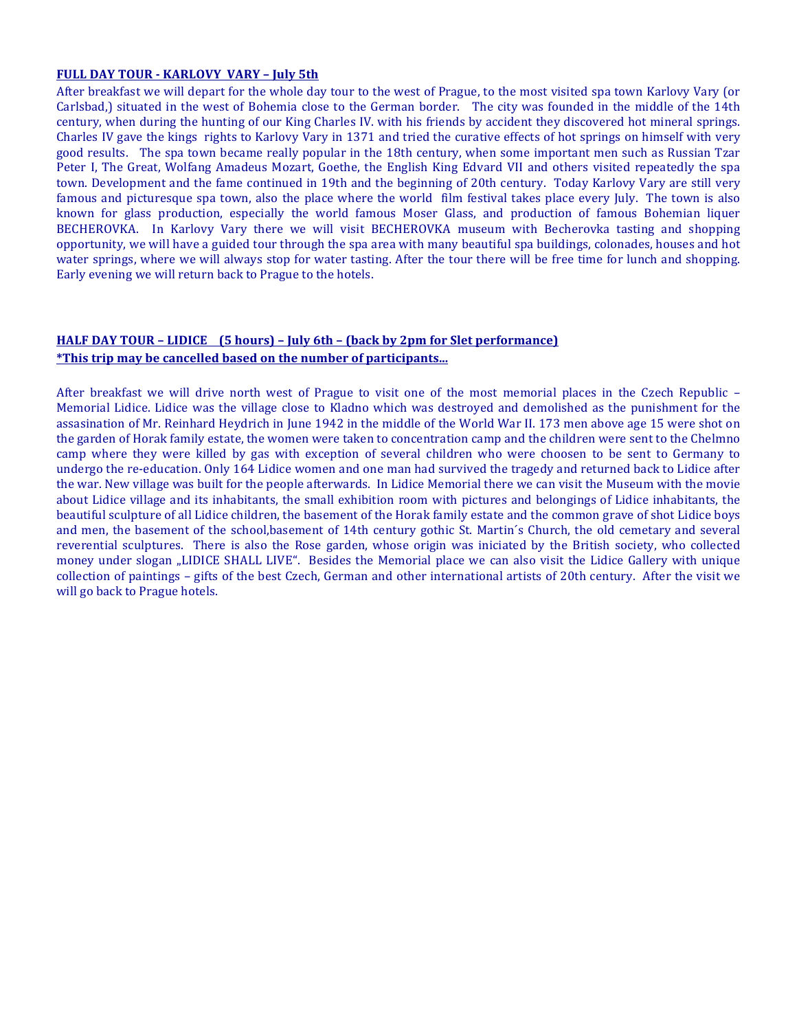**FULL DAY TOUR - KARLOVY VARY – July 5th**

After breakfast we will depart for the whole day tour to the west of Prague, to the most visited spa town Karlovy Vary (or Carlsbad,) situated in the west of Bohemia close to the German border. The city was founded in the middle of the 14th century, when during the hunting of our King Charles IV. with his friends by accident they discovered hot mineral springs. Charles IV gave the kings rights to Karlovy Vary in 1371 and tried the curative effects of hot springs on himself with very good results. The spa town became really popular in the 18th century, when some important men such as Russian Tzar Peter I, The Great, Wolfang Amadeus Mozart, Goethe, the English King Edvard VII and others visited repeatedly the spa town. Development and the fame continued in 19th and the beginning of 20th century. Today Karlovy Vary are still very famous and picturesque spa town, also the place where the world film festival takes place every July. The town is also known for glass production, especially the world famous Moser Glass, and production of famous Bohemian liquer BECHEROVKA. In Karlovy Vary there we will visit BECHEROVKA museum with Becherovka tasting and shopping opportunity, we will have a guided tour through the spa area with many beautiful spa buildings, colonades, houses and hot water springs, where we will always stop for water tasting. After the tour there will be free time for lunch and shopping. Early evening we will return back to Prague to the hotels.

**HALF DAY TOUR – LIDICE (5 hours) – July 6th – (back by 2pm for Slet performance)**
***This trip may be cancelled based on the number of participants…**

After breakfast we will drive north west of Prague to visit one of the most memorial places in the Czech Republic – Memorial Lidice. Lidice was the village close to Kladno which was destroyed and demolished as the punishment for the assasination of Mr. Reinhard Heydrich in June 1942 in the middle of the World War II. 173 men above age 15 were shot on the garden of Horak family estate, the women were taken to concentration camp and the children were sent to the Chelmno camp where they were killed by gas with exception of several children who were choosen to be sent to Germany to undergo the re-education. Only 164 Lidice women and one man had survived the tragedy and returned back to Lidice after the war. New village was built for the people afterwards. In Lidice Memorial there we can visit the Museum with the movie about Lidice village and its inhabitants, the small exhibition room with pictures and belongings of Lidice inhabitants, the beautiful sculpture of all Lidice children, the basement of the Horak family estate and the common grave of shot Lidice boys and men, the basement of the school,basement of 14th century gothic St. Martin´s Church, the old cemetary and several reverential sculptures. There is also the Rose garden, whose origin was iniciated by the British society, who collected money under slogan „LIDICE SHALL LIVE". Besides the Memorial place we can also visit the Lidice Gallery with unique collection of paintings – gifts of the best Czech, German and other international artists of 20th century. After the visit we will go back to Prague hotels.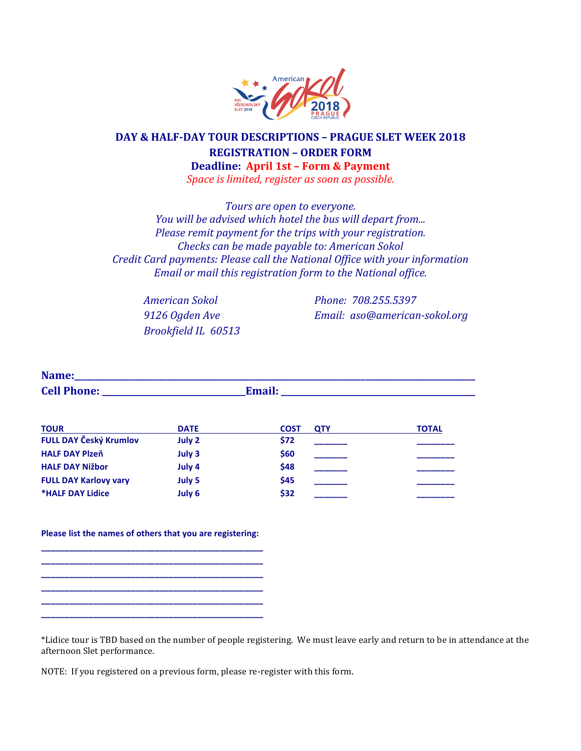# DAY & HALF-DAY TOUR DESCRIPTIONS – PRAGUE SLET WEEK 2018

## REGISTRATION – ORDER FORM

**Deadline: April 1st – Form & Payment**

*Space is limited, register as soon as possible.*

*Tours are open to everyone.*
*You will be advised which hotel the bus will depart from...*
*Please remit payment for the trips with your registration.*
*Checks can be made payable to: American Sokol*
*Credit Card payments: Please call the National Office with your information*
*Email or mail this registration form to the National office.*

*American Sokol*
*9126 Ogden Ave*
*Brookfield IL 60513*

*Phone: 708.255.5397*
*Email: aso@american-sokol.org*

**Name:**______________________________________________________________________

**Cell Phone:** ______________________**Email:** ______________________________

| TOUR | DATE | COST | QTY | TOTAL |
|---|---|---|---|---|
| FULL DAY Český Krumlov | July 2 | $72 | _______ | ________ |
| HALF DAY Plzeň | July 3 | $60 | _______ | ________ |
| HALF DAY Nižbor | July 4 | $48 | _______ | ________ |
| FULL DAY Karlovy vary | July 5 | $45 | _______ | ________ |
| *HALF DAY Lidice | July 6 | $32 | _______ | ________ |

**Please list the names of others that you are registering:**

_______________________________________________

_______________________________________________

_______________________________________________

_______________________________________________

_______________________________________________

_______________________________________________

*Lidice tour is TBD based on the number of people registering. We must leave early and return to be in attendance at the afternoon Slet performance.

NOTE: If you registered on a previous form, please re-register with this form.